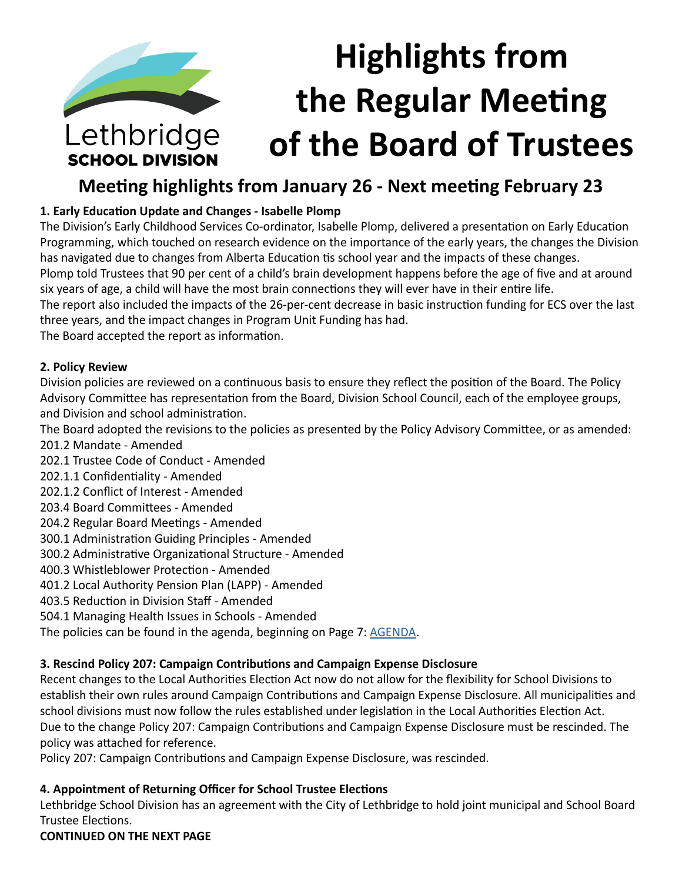Lethbridge
**SCHOOL DIVISION**

# Highlights from the Regular Meeting of the Board of Trustees

## Meeting highlights from January 26 - Next meeting February 23

**1. Early Education Update and Changes - Isabelle Plomp**

The Division's Early Childhood Services Co-ordinator, Isabelle Plomp, delivered a presentation on Early Education Programming, which touched on research evidence on the importance of the early years, the changes the Division has navigated due to changes from Alberta Education tis school year and the impacts of these changes.
Plomp told Trustees that 90 per cent of a child's brain development happens before the age of five and at around six years of age, a child will have the most brain connections they will ever have in their entire life.
The report also included the impacts of the 26-per-cent decrease in basic instruction funding for ECS over the last three years, and the impact changes in Program Unit Funding has had.
The Board accepted the report as information.

**2. Policy Review**

Division policies are reviewed on a continuous basis to ensure they reflect the position of the Board. The Policy Advisory Committee has representation from the Board, Division School Council, each of the employee groups, and Division and school administration.
The Board adopted the revisions to the policies as presented by the Policy Advisory Committee, or as amended:
201.2 Mandate - Amended
202.1 Trustee Code of Conduct - Amended
202.1.1 Confidentiality - Amended
202.1.2 Conflict of Interest - Amended
203.4 Board Committees - Amended
204.2 Regular Board Meetings - Amended
300.1 Administration Guiding Principles - Amended
300.2 Administrative Organizational Structure - Amended
400.3 Whistleblower Protection - Amended
401.2 Local Authority Pension Plan (LAPP) - Amended
403.5 Reduction in Division Staff - Amended
504.1 Managing Health Issues in Schools - Amended
The policies can be found in the agenda, beginning on Page 7: AGENDA.

**3. Rescind Policy 207: Campaign Contributions and Campaign Expense Disclosure**

Recent changes to the Local Authorities Election Act now do not allow for the flexibility for School Divisions to establish their own rules around Campaign Contributions and Campaign Expense Disclosure. All municipalities and school divisions must now follow the rules established under legislation in the Local Authorities Election Act.
Due to the change Policy 207: Campaign Contributions and Campaign Expense Disclosure must be rescinded. The policy was attached for reference.
Policy 207: Campaign Contributions and Campaign Expense Disclosure, was rescinded.

**4. Appointment of Returning Officer for School Trustee Elections**

Lethbridge School Division has an agreement with the City of Lethbridge to hold joint municipal and School Board Trustee Elections.

**CONTINUED ON THE NEXT PAGE**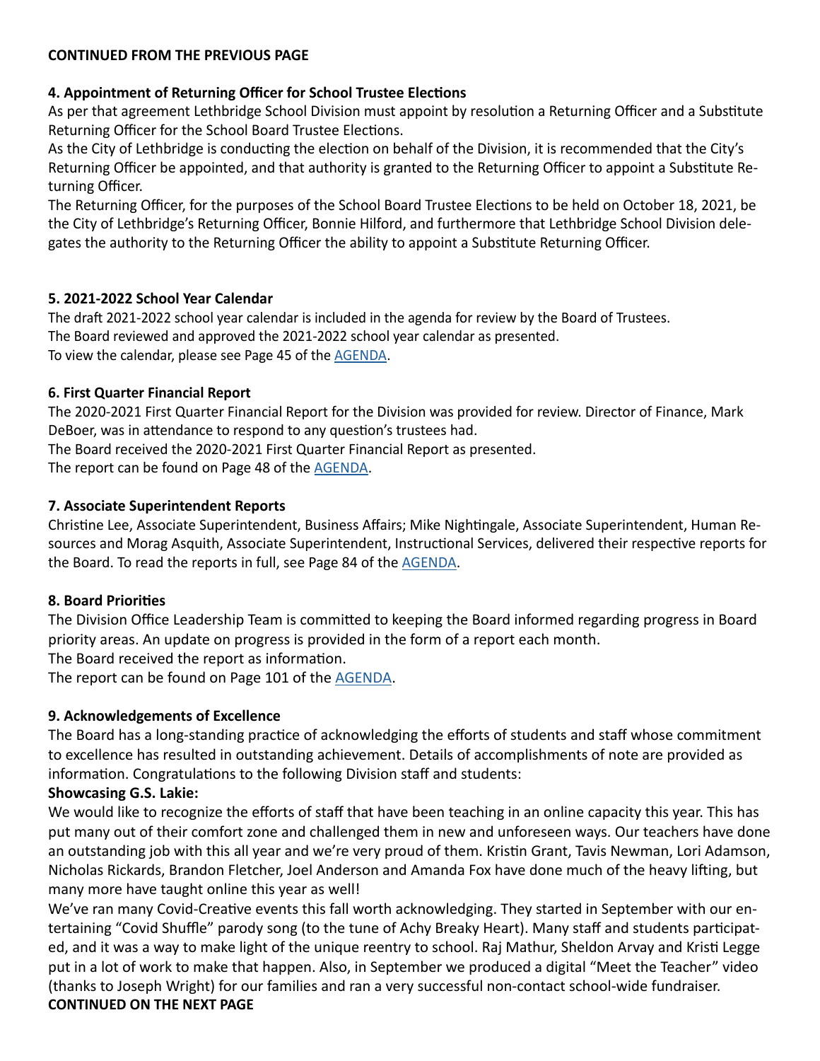**CONTINUED FROM THE PREVIOUS PAGE**

**4. Appointment of Returning Officer for School Trustee Elections**

As per that agreement Lethbridge School Division must appoint by resolution a Returning Officer and a Substitute Returning Officer for the School Board Trustee Elections.

As the City of Lethbridge is conducting the election on behalf of the Division, it is recommended that the City's Returning Officer be appointed, and that authority is granted to the Returning Officer to appoint a Substitute Returning Officer.

The Returning Officer, for the purposes of the School Board Trustee Elections to be held on October 18, 2021, be the City of Lethbridge's Returning Officer, Bonnie Hilford, and furthermore that Lethbridge School Division delegates the authority to the Returning Officer the ability to appoint a Substitute Returning Officer.

**5. 2021-2022 School Year Calendar**

The draft 2021-2022 school year calendar is included in the agenda for review by the Board of Trustees.
The Board reviewed and approved the 2021-2022 school year calendar as presented.
To view the calendar, please see Page 45 of the AGENDA.

**6. First Quarter Financial Report**

The 2020-2021 First Quarter Financial Report for the Division was provided for review. Director of Finance, Mark DeBoer, was in attendance to respond to any question's trustees had.
The Board received the 2020-2021 First Quarter Financial Report as presented.
The report can be found on Page 48 of the AGENDA.

**7. Associate Superintendent Reports**

Christine Lee, Associate Superintendent, Business Affairs; Mike Nightingale, Associate Superintendent, Human Resources and Morag Asquith, Associate Superintendent, Instructional Services, delivered their respective reports for the Board. To read the reports in full, see Page 84 of the AGENDA.

**8. Board Priorities**

The Division Office Leadership Team is committed to keeping the Board informed regarding progress in Board priority areas. An update on progress is provided in the form of a report each month.
The Board received the report as information.
The report can be found on Page 101 of the AGENDA.

**9. Acknowledgements of Excellence**

The Board has a long-standing practice of acknowledging the efforts of students and staff whose commitment to excellence has resulted in outstanding achievement. Details of accomplishments of note are provided as information. Congratulations to the following Division staff and students:

**Showcasing G.S. Lakie:**

We would like to recognize the efforts of staff that have been teaching in an online capacity this year. This has put many out of their comfort zone and challenged them in new and unforeseen ways. Our teachers have done an outstanding job with this all year and we're very proud of them. Kristin Grant, Tavis Newman, Lori Adamson, Nicholas Rickards, Brandon Fletcher, Joel Anderson and Amanda Fox have done much of the heavy lifting, but many more have taught online this year as well!

We've ran many Covid-Creative events this fall worth acknowledging. They started in September with our entertaining "Covid Shuffle" parody song (to the tune of Achy Breaky Heart). Many staff and students participated, and it was a way to make light of the unique reentry to school. Raj Mathur, Sheldon Arvay and Kristi Legge put in a lot of work to make that happen. Also, in September we produced a digital "Meet the Teacher" video (thanks to Joseph Wright) for our families and ran a very successful non-contact school-wide fundraiser.

**CONTINUED ON THE NEXT PAGE**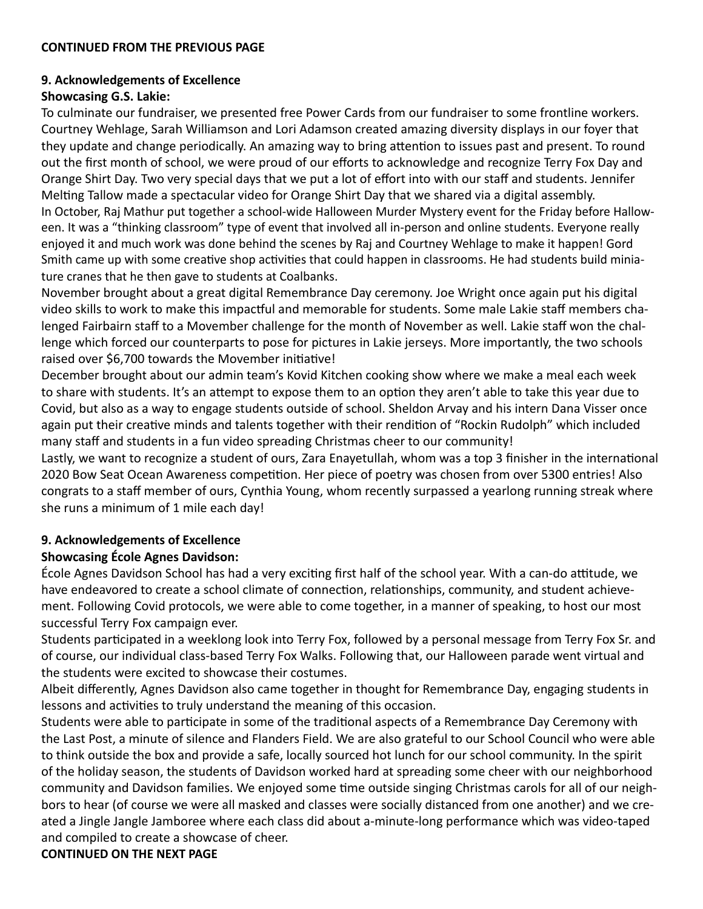**CONTINUED FROM THE PREVIOUS PAGE**

**9. Acknowledgements of Excellence**

**Showcasing G.S. Lakie:**

To culminate our fundraiser, we presented free Power Cards from our fundraiser to some frontline workers. Courtney Wehlage, Sarah Williamson and Lori Adamson created amazing diversity displays in our foyer that they update and change periodically. An amazing way to bring attention to issues past and present. To round out the first month of school, we were proud of our efforts to acknowledge and recognize Terry Fox Day and Orange Shirt Day. Two very special days that we put a lot of effort into with our staff and students. Jennifer Melting Tallow made a spectacular video for Orange Shirt Day that we shared via a digital assembly.

In October, Raj Mathur put together a school-wide Halloween Murder Mystery event for the Friday before Halloween. It was a "thinking classroom" type of event that involved all in-person and online students. Everyone really enjoyed it and much work was done behind the scenes by Raj and Courtney Wehlage to make it happen! Gord Smith came up with some creative shop activities that could happen in classrooms. He had students build miniature cranes that he then gave to students at Coalbanks.

November brought about a great digital Remembrance Day ceremony. Joe Wright once again put his digital video skills to work to make this impactful and memorable for students. Some male Lakie staff members challenged Fairbairn staff to a Movember challenge for the month of November as well. Lakie staff won the challenge which forced our counterparts to pose for pictures in Lakie jerseys. More importantly, the two schools raised over $6,700 towards the Movember initiative!

December brought about our admin team's Kovid Kitchen cooking show where we make a meal each week to share with students. It's an attempt to expose them to an option they aren't able to take this year due to Covid, but also as a way to engage students outside of school. Sheldon Arvay and his intern Dana Visser once again put their creative minds and talents together with their rendition of "Rockin Rudolph" which included many staff and students in a fun video spreading Christmas cheer to our community!

Lastly, we want to recognize a student of ours, Zara Enayetullah, whom was a top 3 finisher in the international 2020 Bow Seat Ocean Awareness competition. Her piece of poetry was chosen from over 5300 entries! Also congrats to a staff member of ours, Cynthia Young, whom recently surpassed a yearlong running streak where she runs a minimum of 1 mile each day!

**9. Acknowledgements of Excellence**

**Showcasing École Agnes Davidson:**

École Agnes Davidson School has had a very exciting first half of the school year. With a can-do attitude, we have endeavored to create a school climate of connection, relationships, community, and student achievement. Following Covid protocols, we were able to come together, in a manner of speaking, to host our most successful Terry Fox campaign ever.

Students participated in a weeklong look into Terry Fox, followed by a personal message from Terry Fox Sr. and of course, our individual class-based Terry Fox Walks. Following that, our Halloween parade went virtual and the students were excited to showcase their costumes.

Albeit differently, Agnes Davidson also came together in thought for Remembrance Day, engaging students in lessons and activities to truly understand the meaning of this occasion.

Students were able to participate in some of the traditional aspects of a Remembrance Day Ceremony with the Last Post, a minute of silence and Flanders Field. We are also grateful to our School Council who were able to think outside the box and provide a safe, locally sourced hot lunch for our school community. In the spirit of the holiday season, the students of Davidson worked hard at spreading some cheer with our neighborhood community and Davidson families. We enjoyed some time outside singing Christmas carols for all of our neighbors to hear (of course we were all masked and classes were socially distanced from one another) and we created a Jingle Jangle Jamboree where each class did about a-minute-long performance which was video-taped and compiled to create a showcase of cheer.

**CONTINUED ON THE NEXT PAGE**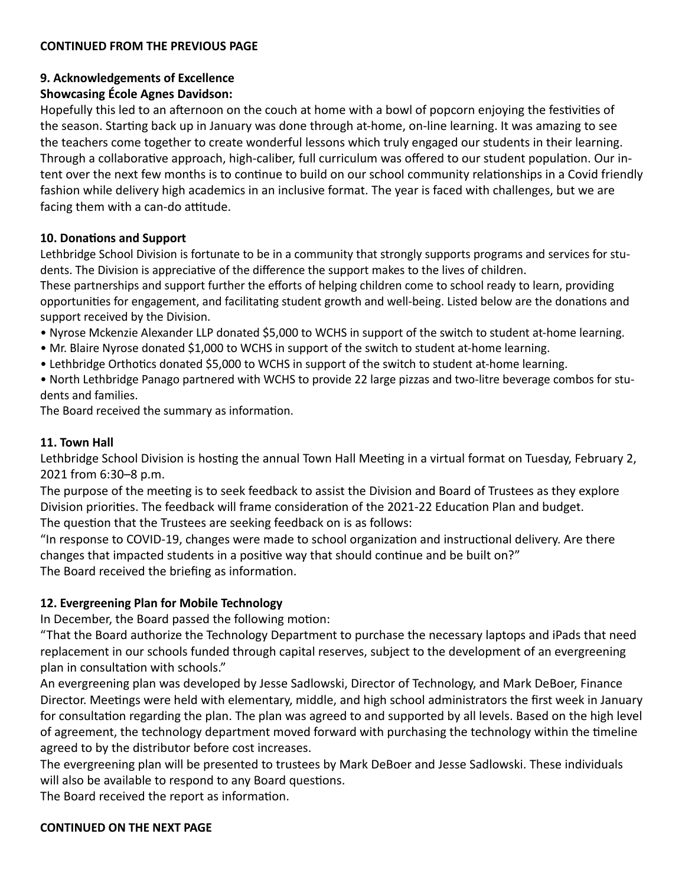**CONTINUED FROM THE PREVIOUS PAGE**

**9. Acknowledgements of Excellence**

**Showcasing École Agnes Davidson:**

Hopefully this led to an afternoon on the couch at home with a bowl of popcorn enjoying the festivities of the season. Starting back up in January was done through at-home, on-line learning. It was amazing to see the teachers come together to create wonderful lessons which truly engaged our students in their learning. Through a collaborative approach, high-caliber, full curriculum was offered to our student population. Our intent over the next few months is to continue to build on our school community relationships in a Covid friendly fashion while delivery high academics in an inclusive format. The year is faced with challenges, but we are facing them with a can-do attitude.

**10. Donations and Support**

Lethbridge School Division is fortunate to be in a community that strongly supports programs and services for students. The Division is appreciative of the difference the support makes to the lives of children.
These partnerships and support further the efforts of helping children come to school ready to learn, providing opportunities for engagement, and facilitating student growth and well-being. Listed below are the donations and support received by the Division.

- Nyrose Mckenzie Alexander LLP donated $5,000 to WCHS in support of the switch to student at-home learning.
- Mr. Blaire Nyrose donated $1,000 to WCHS in support of the switch to student at-home learning.
- Lethbridge Orthotics donated $5,000 to WCHS in support of the switch to student at-home learning.
- North Lethbridge Panago partnered with WCHS to provide 22 large pizzas and two-litre beverage combos for students and families.

The Board received the summary as information.

**11. Town Hall**

Lethbridge School Division is hosting the annual Town Hall Meeting in a virtual format on Tuesday, February 2, 2021 from 6:30–8 p.m.
The purpose of the meeting is to seek feedback to assist the Division and Board of Trustees as they explore Division priorities. The feedback will frame consideration of the 2021-22 Education Plan and budget.
The question that the Trustees are seeking feedback on is as follows:
"In response to COVID-19, changes were made to school organization and instructional delivery. Are there changes that impacted students in a positive way that should continue and be built on?"
The Board received the briefing as information.

**12. Evergreening Plan for Mobile Technology**

In December, the Board passed the following motion:
"That the Board authorize the Technology Department to purchase the necessary laptops and iPads that need replacement in our schools funded through capital reserves, subject to the development of an evergreening plan in consultation with schools."
An evergreening plan was developed by Jesse Sadlowski, Director of Technology, and Mark DeBoer, Finance Director. Meetings were held with elementary, middle, and high school administrators the first week in January for consultation regarding the plan. The plan was agreed to and supported by all levels. Based on the high level of agreement, the technology department moved forward with purchasing the technology within the timeline agreed to by the distributor before cost increases.
The evergreening plan will be presented to trustees by Mark DeBoer and Jesse Sadlowski. These individuals will also be available to respond to any Board questions.
The Board received the report as information.

**CONTINUED ON THE NEXT PAGE**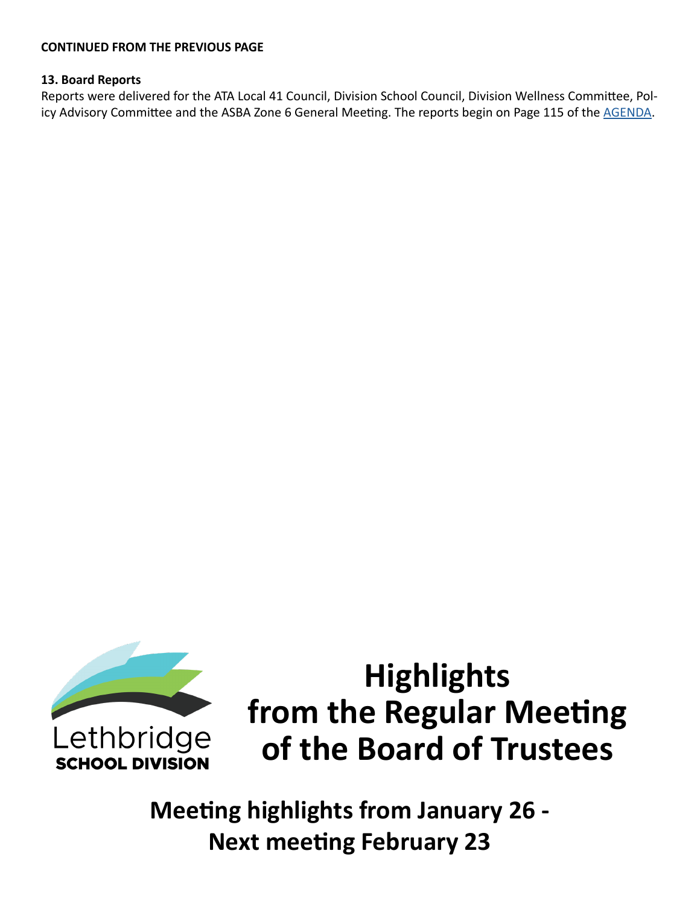**CONTINUED FROM THE PREVIOUS PAGE**

**13. Board Reports**

Reports were delivered for the ATA Local 41 Council, Division School Council, Division Wellness Committee, Policy Advisory Committee and the ASBA Zone 6 General Meeting. The reports begin on Page 115 of the [AGENDA](AGENDA).

Lethbridge
SCHOOL DIVISION

# Highlights from the Regular Meeting of the Board of Trustees

## Meeting highlights from January 26 - Next meeting February 23